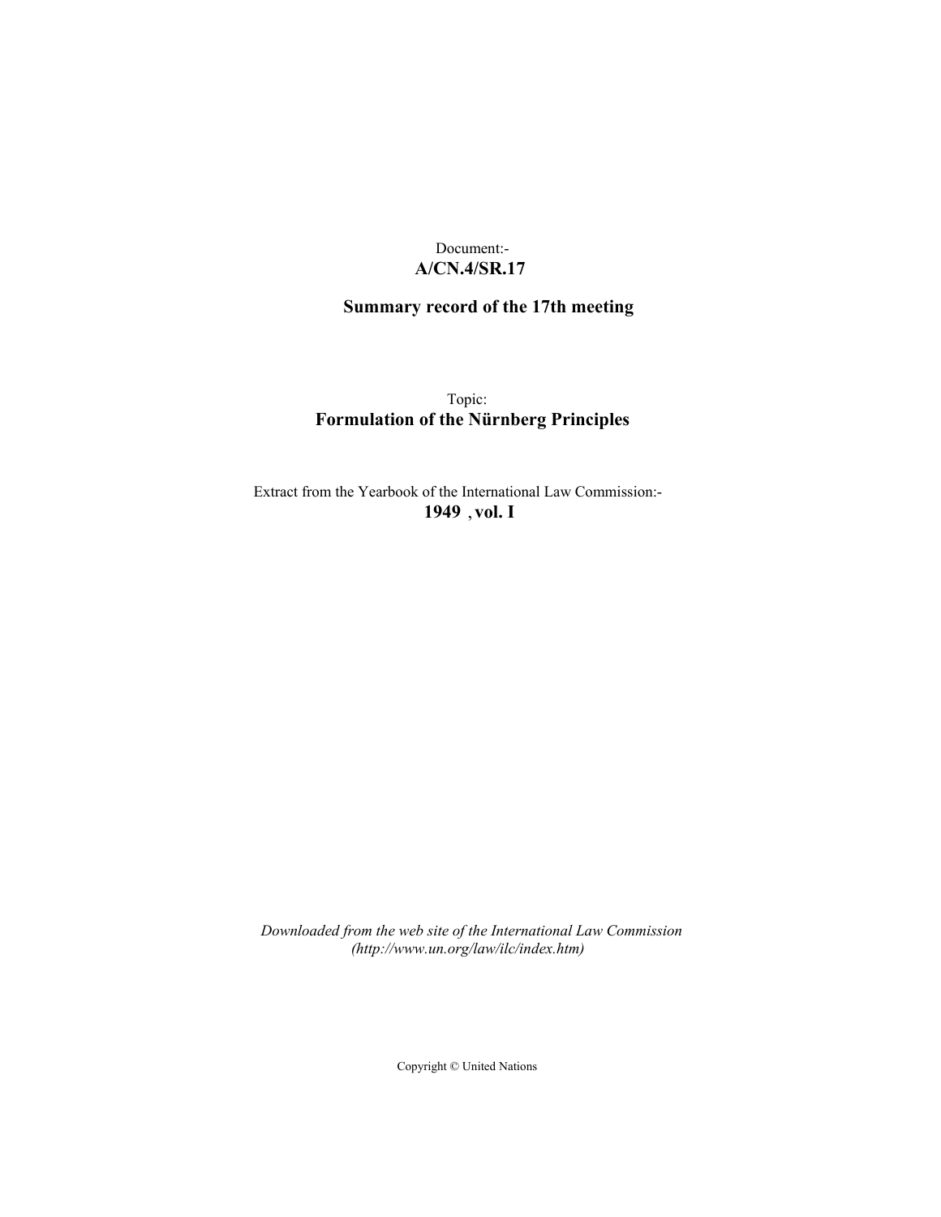Document:-
**A/CN.4/SR.17**

**Summary record of the 17th meeting**

Topic:
**Formulation of the Nürnberg Principles**

Extract from the Yearbook of the International Law Commission:-
**1949 , vol. I**

*Downloaded from the web site of the International Law Commission (http://www.un.org/law/ilc/index.htm)*

Copyright © United Nations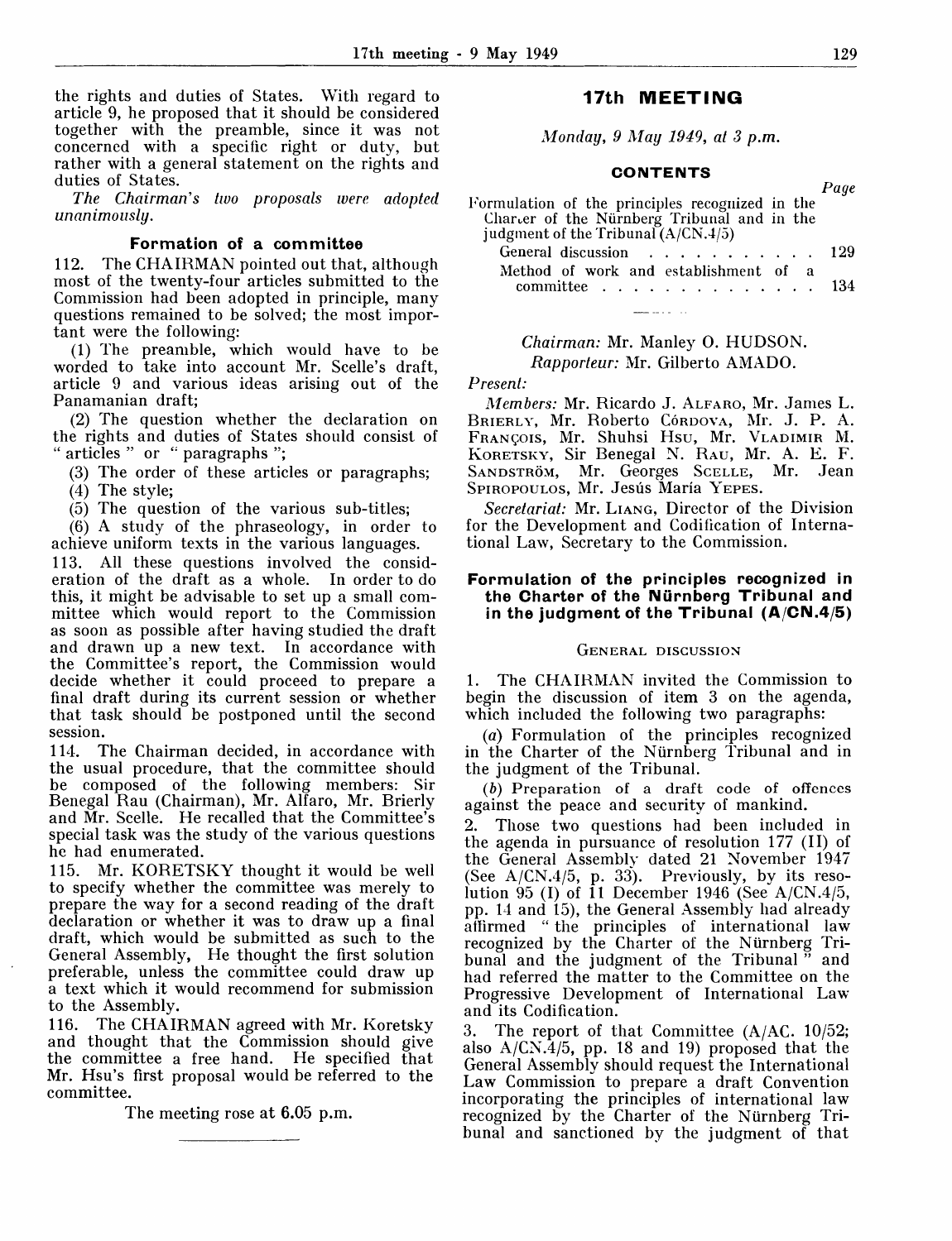the rights and duties of States. With regard to article 9, he proposed that it should be considered together with the preamble, since it was not concerned with a specific right or duty, but rather with a general statement on the rights and duties of States.

*The Chairman's two proposals were adopted unanimously.*

### Formation of a committee

112. The CHAIRMAN pointed out that, although most of the twenty-four articles submitted to the Commission had been adopted in principle, many questions remained to be solved; the most important were the following:

(1) The preamble, which would have to be worded to take into account Mr. Scelle's draft, article 9 and various ideas arising out of the Panamanian draft;

(2) The question whether the declaration on the rights and duties of States should consist of "articles" or "paragraphs";

(3) The order of these articles or paragraphs;

(4) The style;

(5) The question of the various sub-titles;

(6) A study of the phraseology, in order to achieve uniform texts in the various languages.

113. All these questions involved the consideration of the draft as a whole. In order to do this, it might be advisable to set up a small committee which would report to the Commission as soon as possible after having studied the draft and drawn up a new text. In accordance with the Committee's report, the Commission would decide whether it could proceed to prepare a final draft during its current session or whether that task should be postponed until the second session.

114. The Chairman decided, in accordance with the usual procedure, that the committee should be composed of the following members: Sir Benegal Rau (Chairman), Mr. Alfaro, Mr. Brierly and Mr. Scelle. He recalled that the Committee's special task was the study of the various questions he had enumerated.

115. Mr. KORETSKY thought it would be well to specify whether the committee was merely to prepare the way for a second reading of the draft declaration or whether it was to draw up a final draft, which would be submitted as such to the General Assembly. He thought the first solution preferable, unless the committee could draw up a text which it would recommend for submission to the Assembly.

116. The CHAIRMAN agreed with Mr. Koretsky and thought that the Commission should give the committee a free hand. He specified that Mr. Hsu's first proposal would be referred to the committee.

The meeting rose at 6.05 p.m.

# 17th MEETING

*Monday, 9 May 1949, at 3 p.m.*

### CONTENTS

| | Page |
|---|---|
| Formulation of the principles recognized in the Charter of the Nürnberg Tribunal and in the judgment of the Tribunal (A/CN.4/5) | |
| General discussion | 129 |
| Method of work and establishment of a committee | 134 |

*Chairman:* Mr. Manley O. HUDSON.

*Rapporteur:* Mr. Gilberto AMADO.

*Present:*

*Members:* Mr. Ricardo J. ALFARO, Mr. James L. BRIERLY, Mr. Roberto CÓRDOVA, Mr. J. P. A. FRANÇOIS, Mr. Shuhsi HSU, Mr. VLADIMIR M. KORETSKY, Sir Benegal N. RAU, Mr. A. E. F. SANDSTRÖM, Mr. Georges SCELLE, Mr. Jean SPIROPOULOS, Mr. Jesús María YEPES.

*Secretariat:* Mr. LIANG, Director of the Division for the Development and Codification of International Law, Secretary to the Commission.

## Formulation of the principles recognized in the Charter of the Nürnberg Tribunal and in the judgment of the Tribunal (A/CN.4/5)

### GENERAL DISCUSSION

1. The CHAIRMAN invited the Commission to begin the discussion of item 3 on the agenda, which included the following two paragraphs:

(*a*) Formulation of the principles recognized in the Charter of the Nürnberg Tribunal and in the judgment of the Tribunal.

(*b*) Preparation of a draft code of offences against the peace and security of mankind.

2. Those two questions had been included in the agenda in pursuance of resolution 177 (II) of the General Assembly dated 21 November 1947 (See A/CN.4/5, p. 33). Previously, by its resolution 95 (I) of 11 December 1946 (See A/CN.4/5, pp. 14 and 15), the General Assembly had already affirmed "the principles of international law recognized by the Charter of the Nürnberg Tribunal and the judgment of the Tribunal" and had referred the matter to the Committee on the Progressive Development of International Law and its Codification.

3. The report of that Committee (A/AC. 10/52; also A/CN.4/5, pp. 18 and 19) proposed that the General Assembly should request the International Law Commission to prepare a draft Convention incorporating the principles of international law recognized by the Charter of the Nürnberg Tribunal and sanctioned by the judgment of that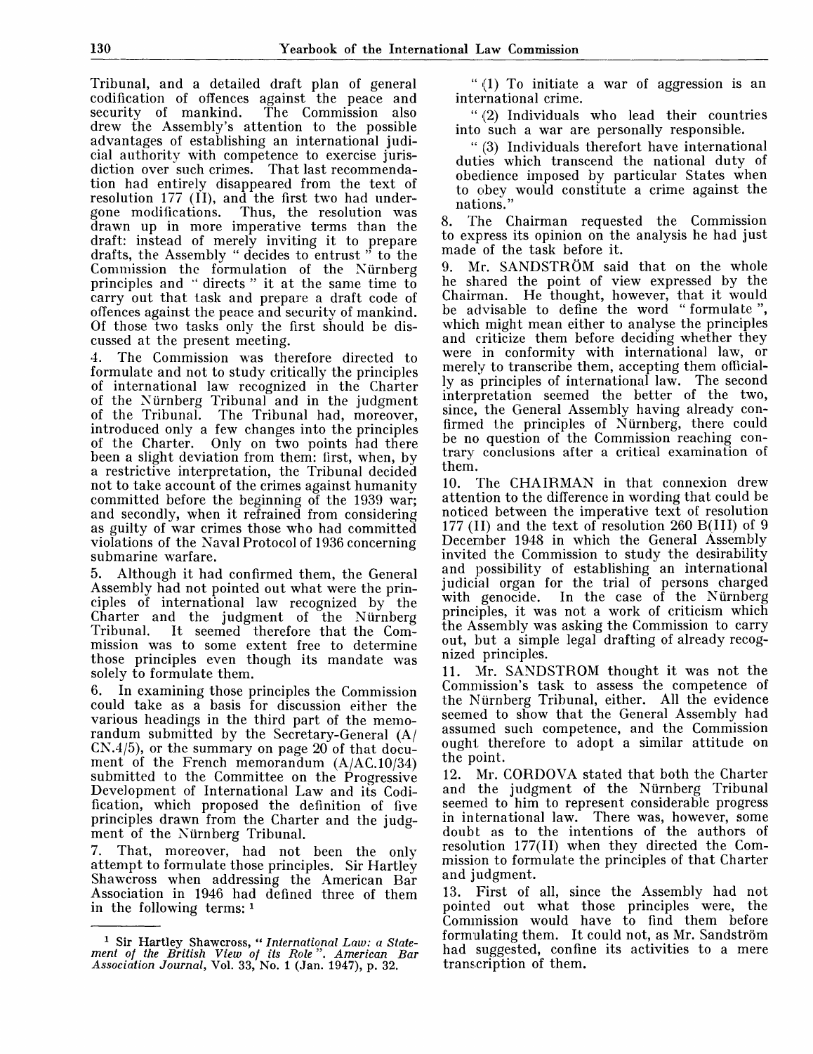Tribunal, and a detailed draft plan of general codification of offences against the peace and security of mankind. The Commission also drew the Assembly's attention to the possible advantages of establishing an international judicial authority with competence to exercise jurisdiction over such crimes. That last recommendation had entirely disappeared from the text of resolution 177 (II), and the first two had undergone modifications. Thus, the resolution was drawn up in more imperative terms than the draft: instead of merely inviting it to prepare drafts, the Assembly " decides to entrust " to the Commission the formulation of the Nürnberg principles and " directs " it at the same time to carry out that task and prepare a draft code of offences against the peace and security of mankind. Of those two tasks only the first should be discussed at the present meeting.

4. The Commission was therefore directed to formulate and not to study critically the principles of international law recognized in the Charter of the Nürnberg Tribunal and in the judgment of the Tribunal. The Tribunal had, moreover, introduced only a few changes into the principles of the Charter. Only on two points had there been a slight deviation from them: first, when, by a restrictive interpretation, the Tribunal decided not to take account of the crimes against humanity committed before the beginning of the 1939 war; and secondly, when it refrained from considering as guilty of war crimes those who had committed violations of the Naval Protocol of 1936 concerning submarine warfare.

5. Although it had confirmed them, the General Assembly had not pointed out what were the principles of international law recognized by the Charter and the judgment of the Nürnberg Tribunal. It seemed therefore that the Commission was to some extent free to determine those principles even though its mandate was solely to formulate them.

6. In examining those principles the Commission could take as a basis for discussion either the various headings in the third part of the memorandum submitted by the Secretary-General (A/CN.4/5), or the summary on page 20 of that document of the French memorandum (A/AC.10/34) submitted to the Committee on the Progressive Development of International Law and its Codification, which proposed the definition of five principles drawn from the Charter and the judgment of the Nürnberg Tribunal.

7. That, moreover, had not been the only attempt to formulate those principles. Sir Hartley Shawcross when addressing the American Bar Association in 1946 had defined three of them in the following terms: [1]

" (1) To initiate a war of aggression is an international crime.

" (2) Individuals who lead their countries into such a war are personally responsible.

" (3) Individuals therefort have international duties which transcend the national duty of obedience imposed by particular States when to obey would constitute a crime against the nations."

8. The Chairman requested the Commission to express its opinion on the analysis he had just made of the task before it.

9. Mr. SANDSTRÖM said that on the whole he shared the point of view expressed by the Chairman. He thought, however, that it would be advisable to define the word " formulate ", which might mean either to analyse the principles and criticize them before deciding whether they were in conformity with international law, or merely to transcribe them, accepting them officially as principles of international law. The second interpretation seemed the better of the two, since, the General Assembly having already confirmed the principles of Nürnberg, there could be no question of the Commission reaching contrary conclusions after a critical examination of them.

10. The CHAIRMAN in that connexion drew attention to the difference in wording that could be noticed between the imperative text of resolution 177 (II) and the text of resolution 260 B(III) of 9 December 1948 in which the General Assembly invited the Commission to study the desirability and possibility of establishing an international judicial organ for the trial of persons charged with genocide. In the case of the Nürnberg principles, it was not a work of criticism which the Assembly was asking the Commission to carry out, but a simple legal drafting of already recognized principles.

11. Mr. SANDSTROM thought it was not the Commission's task to assess the competence of the Nürnberg Tribunal, either. All the evidence seemed to show that the General Assembly had assumed such competence, and the Commission ought therefore to adopt a similar attitude on the point.

12. Mr. CORDOVA stated that both the Charter and the judgment of the Nürnberg Tribunal seemed to him to represent considerable progress in international law. There was, however, some doubt as to the intentions of the authors of resolution 177(II) when they directed the Commission to formulate the principles of that Charter and judgment.

13. First of all, since the Assembly had not pointed out what those principles were, the Commission would have to find them before formulating them. It could not, as Mr. Sandström had suggested, confine its activities to a mere transcription of them.

---

[1] Sir Hartley Shawcross, "*International Law: a Statement of the British View of its Role*". *American Bar Association Journal*, Vol. 33, No. 1 (Jan. 1947), p. 32.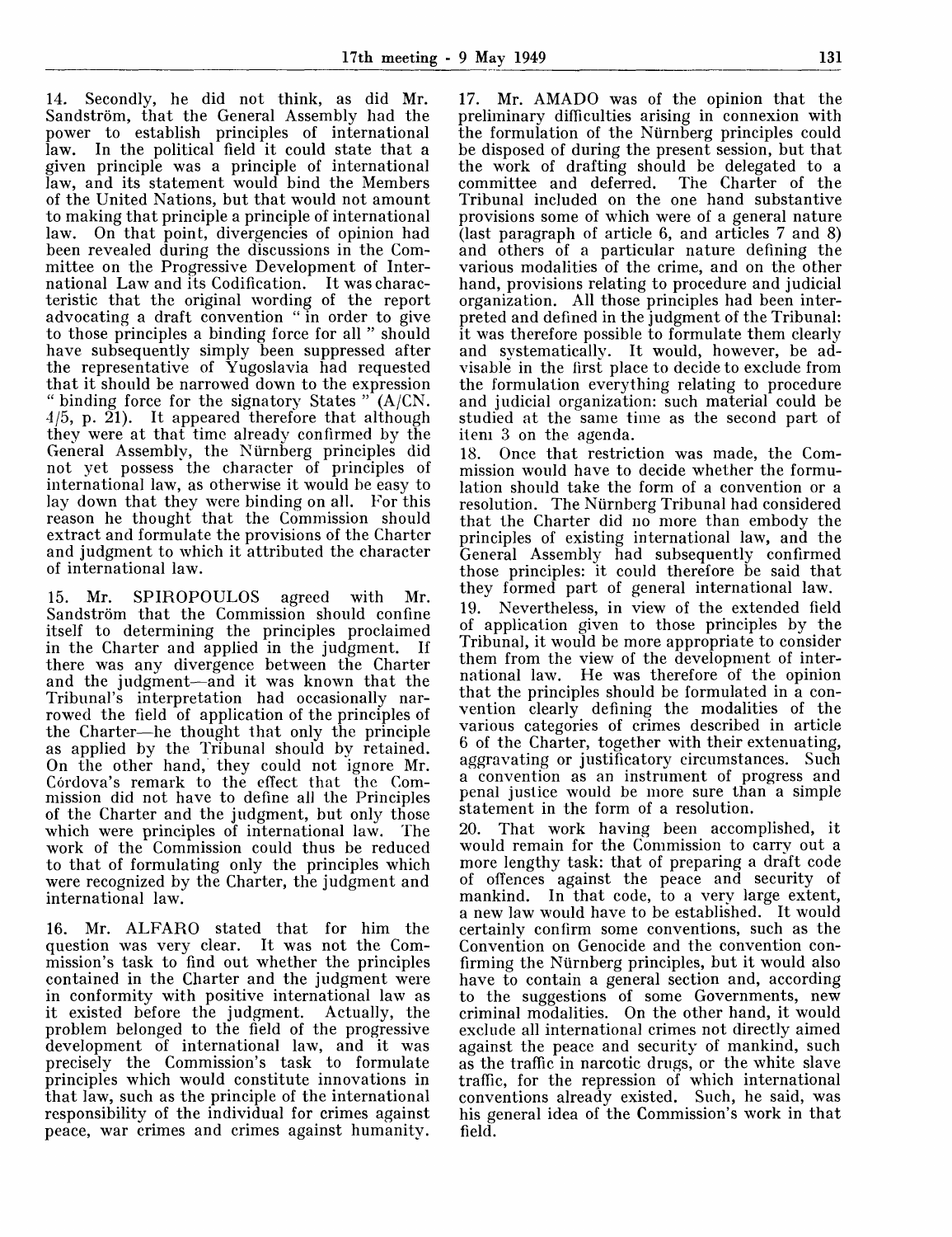14. Secondly, he did not think, as did Mr. Sandström, that the General Assembly had the power to establish principles of international law. In the political field it could state that a given principle was a principle of international law, and its statement would bind the Members of the United Nations, but that would not amount to making that principle a principle of international law. On that point, divergencies of opinion had been revealed during the discussions in the Committee on the Progressive Development of International Law and its Codification. It was characteristic that the original wording of the report advocating a draft convention " in order to give to those principles a binding force for all " should have subsequently simply been suppressed after the representative of Yugoslavia had requested that it should be narrowed down to the expression " binding force for the signatory States " (A/CN. 4/5, p. 21). It appeared therefore that although they were at that time already confirmed by the General Assembly, the Nürnberg principles did not yet possess the character of principles of international law, as otherwise it would be easy to lay down that they were binding on all. For this reason he thought that the Commission should extract and formulate the provisions of the Charter and judgment to which it attributed the character of international law.

15. Mr. SPIROPOULOS agreed with Mr. Sandström that the Commission should confine itself to determining the principles proclaimed in the Charter and applied in the judgment. If there was any divergence between the Charter and the judgment—and it was known that the Tribunal's interpretation had occasionally narrowed the field of application of the principles of the Charter—he thought that only the principle as applied by the Tribunal should by retained. On the other hand, they could not ignore Mr. Córdova's remark to the effect that the Commission did not have to define all the Principles of the Charter and the judgment, but only those which were principles of international law. The work of the Commission could thus be reduced to that of formulating only the principles which were recognized by the Charter, the judgment and international law.

16. Mr. ALFARO stated that for him the question was very clear. It was not the Commission's task to find out whether the principles contained in the Charter and the judgment were in conformity with positive international law as it existed before the judgment. Actually, the problem belonged to the field of the progressive development of international law, and it was precisely the Commission's task to formulate principles which would constitute innovations in that law, such as the principle of the international responsibility of the individual for crimes against peace, war crimes and crimes against humanity.

17. Mr. AMADO was of the opinion that the preliminary difficulties arising in connexion with the formulation of the Nürnberg principles could be disposed of during the present session, but that the work of drafting should be delegated to a committee and deferred. The Charter of the Tribunal included on the one hand substantive provisions some of which were of a general nature (last paragraph of article 6, and articles 7 and 8) and others of a particular nature defining the various modalities of the crime, and on the other hand, provisions relating to procedure and judicial organization. All those principles had been interpreted and defined in the judgment of the Tribunal: it was therefore possible to formulate them clearly and systematically. It would, however, be advisable in the first place to decide to exclude from the formulation everything relating to procedure and judicial organization: such material could be studied at the same time as the second part of item 3 on the agenda.

18. Once that restriction was made, the Commission would have to decide whether the formulation should take the form of a convention or a resolution. The Nürnberg Tribunal had considered that the Charter did no more than embody the principles of existing international law, and the General Assembly had subsequently confirmed those principles: it could therefore be said that they formed part of general international law.

19. Nevertheless, in view of the extended field of application given to those principles by the Tribunal, it would be more appropriate to consider them from the view of the development of international law. He was therefore of the opinion that the principles should be formulated in a convention clearly defining the modalities of the various categories of crimes described in article 6 of the Charter, together with their extenuating, aggravating or justificatory circumstances. Such a convention as an instrument of progress and penal justice would be more sure than a simple statement in the form of a resolution.

20. That work having been accomplished, it would remain for the Commission to carry out a more lengthy task: that of preparing a draft code of offences against the peace and security of mankind. In that code, to a very large extent, a new law would have to be established. It would certainly confirm some conventions, such as the Convention on Genocide and the convention confirming the Nürnberg principles, but it would also have to contain a general section and, according to the suggestions of some Governments, new criminal modalities. On the other hand, it would exclude all international crimes not directly aimed against the peace and security of mankind, such as the traffic in narcotic drugs, or the white slave traffic, for the repression of which international conventions already existed. Such, he said, was his general idea of the Commission's work in that field.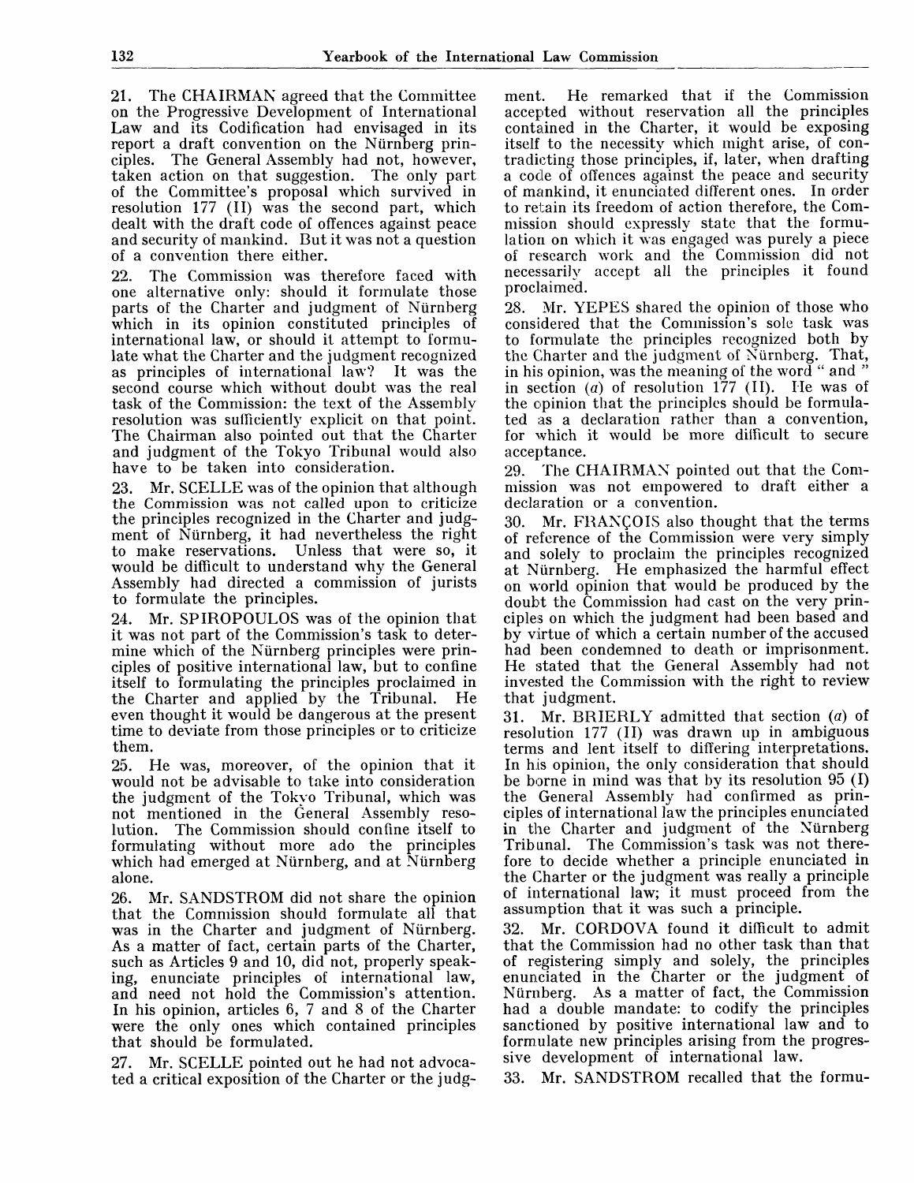21. The CHAIRMAN agreed that the Committee on the Progressive Development of International Law and its Codification had envisaged in its report a draft convention on the Nürnberg principles. The General Assembly had not, however, taken action on that suggestion. The only part of the Committee's proposal which survived in resolution 177 (II) was the second part, which dealt with the draft code of offences against peace and security of mankind. But it was not a question of a convention there either.

22. The Commission was therefore faced with one alternative only: should it formulate those parts of the Charter and judgment of Nürnberg which in its opinion constituted principles of international law, or should it attempt to formulate what the Charter and the judgment recognized as principles of international law? It was the second course which without doubt was the real task of the Commission: the text of the Assembly resolution was sufficiently explicit on that point. The Chairman also pointed out that the Charter and judgment of the Tokyo Tribunal would also have to be taken into consideration.

23. Mr. SCELLE was of the opinion that although the Commission was not called upon to criticize the principles recognized in the Charter and judgment of Nürnberg, it had nevertheless the right to make reservations. Unless that were so, it would be difficult to understand why the General Assembly had directed a commission of jurists to formulate the principles.

24. Mr. SPIROPOULOS was of the opinion that it was not part of the Commission's task to determine which of the Nürnberg principles were principles of positive international law, but to confine itself to formulating the principles proclaimed in the Charter and applied by the Tribunal. He even thought it would be dangerous at the present time to deviate from those principles or to criticize them.

25. He was, moreover, of the opinion that it would not be advisable to take into consideration the judgment of the Tokyo Tribunal, which was not mentioned in the General Assembly resolution. The Commission should confine itself to formulating without more ado the principles which had emerged at Nürnberg, and at Nürnberg alone.

26. Mr. SANDSTROM did not share the opinion that the Commission should formulate all that was in the Charter and judgment of Nürnberg. As a matter of fact, certain parts of the Charter, such as Articles 9 and 10, did not, properly speaking, enunciate principles of international law, and need not hold the Commission's attention. In his opinion, articles 6, 7 and 8 of the Charter were the only ones which contained principles that should be formulated.

27. Mr. SCELLE pointed out he had not advocated a critical exposition of the Charter or the judgment. He remarked that if the Commission accepted without reservation all the principles contained in the Charter, it would be exposing itself to the necessity which might arise, of contradicting those principles, if, later, when drafting a code of offences against the peace and security of mankind, it enunciated different ones. In order to retain its freedom of action therefore, the Commission should expressly state that the formulation on which it was engaged was purely a piece of research work and the Commission did not necessarily accept all the principles it found proclaimed.

28. Mr. YEPES shared the opinion of those who considered that the Commission's sole task was to formulate the principles recognized both by the Charter and the judgment of Nürnberg. That, in his opinion, was the meaning of the word " and " in section (*a*) of resolution 177 (II). He was of the opinion that the principles should be formulated as a declaration rather than a convention, for which it would be more difficult to secure acceptance.

29. The CHAIRMAN pointed out that the Commission was not empowered to draft either a declaration or a convention.

30. Mr. FRANÇOIS also thought that the terms of reference of the Commission were very simply and solely to proclaim the principles recognized at Nürnberg. He emphasized the harmful effect on world opinion that would be produced by the doubt the Commission had cast on the very principles on which the judgment had been based and by virtue of which a certain number of the accused had been condemned to death or imprisonment. He stated that the General Assembly had not invested the Commission with the right to review that judgment.

31. Mr. BRIERLY admitted that section (*a*) of resolution 177 (II) was drawn up in ambiguous terms and lent itself to differing interpretations. In his opinion, the only consideration that should be borne in mind was that by its resolution 95 (I) the General Assembly had confirmed as principles of international law the principles enunciated in the Charter and judgment of the Nürnberg Tribunal. The Commission's task was not therefore to decide whether a principle enunciated in the Charter or the judgment was really a principle of international law; it must proceed from the assumption that it was such a principle.

32. Mr. CORDOVA found it difficult to admit that the Commission had no other task than that of registering simply and solely, the principles enunciated in the Charter or the judgment of Nürnberg. As a matter of fact, the Commission had a double mandate: to codify the principles sanctioned by positive international law and to formulate new principles arising from the progressive development of international law.

33. Mr. SANDSTROM recalled that the formu-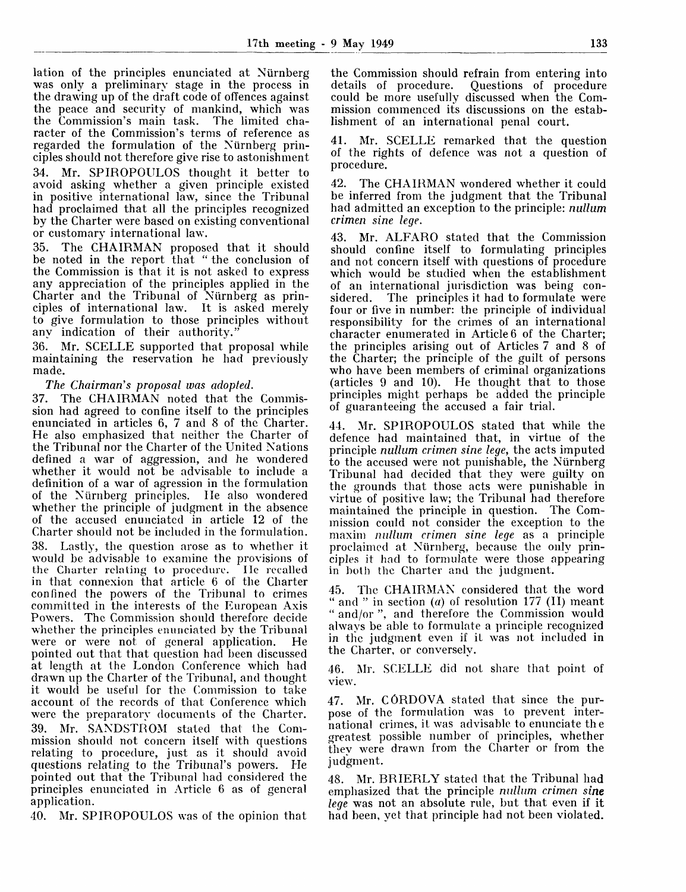lation of the principles enunciated at Nürnberg was only a preliminary stage in the process in the drawing up of the draft code of offences against the peace and security of mankind, which was the Commission's main task. The limited character of the Commission's terms of reference as regarded the formulation of the Nürnberg principles should not therefore give rise to astonishment

34. Mr. SPIROPOULOS thought it better to avoid asking whether a given principle existed in positive international law, since the Tribunal had proclaimed that all the principles recognized by the Charter were based on existing conventional or customary international law.

35. The CHAIRMAN proposed that it should be noted in the report that " the conclusion of the Commission is that it is not asked to express any appreciation of the principles applied in the Charter and the Tribunal of Nürnberg as principles of international law. It is asked merely to give formulation to those principles without any indication of their authority."

36. Mr. SCELLE supported that proposal while maintaining the reservation he had previously made.

*The Chairman's proposal was adopted.*

37. The CHAIRMAN noted that the Commission had agreed to confine itself to the principles enunciated in articles 6, 7 and 8 of the Charter. He also emphasized that neither the Charter of the Tribunal nor the Charter of the United Nations defined a war of aggression, and he wondered whether it would not be advisable to include a definition of a war of agression in the formulation of the Nürnberg principles. He also wondered whether the principle of judgment in the absence of the accused enunciated in article 12 of the Charter should not be included in the formulation.

38. Lastly, the question arose as to whether it would be advisable to examine the provisions of the Charter relating to procedure. He recalled in that connexion that article 6 of the Charter confined the powers of the Tribunal to crimes committed in the interests of the European Axis Powers. The Commission should therefore decide whether the principles enunciated by the Tribunal were or were not of general application. He pointed out that that question had been discussed at length at the London Conference which had drawn up the Charter of the Tribunal, and thought it would be useful for the Commission to take account of the records of that Conference which were the preparatory documents of the Charter.

39. Mr. SANDSTROM stated that the Commission should not concern itself with questions relating to procedure, just as it should avoid questions relating to the Tribunal's powers. He pointed out that the Tribunal had considered the principles enunciated in Article 6 as of general application.

40. Mr. SPIROPOULOS was of the opinion that the Commission should refrain from entering into details of procedure. Questions of procedure could be more usefully discussed when the Commission commenced its discussions on the establishment of an international penal court.

41. Mr. SCELLE remarked that the question of the rights of defence was not a question of procedure.

42. The CHAIRMAN wondered whether it could be inferred from the judgment that the Tribunal had admitted an exception to the principle: *nullum crimen sine lege.*

43. Mr. ALFARO stated that the Commission should confine itself to formulating principles and not concern itself with questions of procedure which would be studied when the establishment of an international jurisdiction was being considered. The principles it had to formulate were four or five in number: the principle of individual responsibility for the crimes of an international character enumerated in Article 6 of the Charter; the principles arising out of Articles 7 and 8 of the Charter; the principle of the guilt of persons who have been members of criminal organizations (articles 9 and 10). He thought that to those principles might perhaps be added the principle of guaranteeing the accused a fair trial.

44. Mr. SPIROPOULOS stated that while the defence had maintained that, in virtue of the principle *nullum crimen sine lege*, the acts imputed to the accused were not punishable, the Nürnberg Tribunal had decided that they were guilty on the grounds that those acts were punishable in virtue of positive law; the Tribunal had therefore maintained the principle in question. The Commission could not consider the exception to the maxim *nullum crimen sine lege* as a principle proclaimed at Nürnberg, because the only principles it had to formulate were those appearing in both the Charter and the judgment.

45. The CHAIRMAN considered that the word " and " in section (*a*) of resolution 177 (II) meant " and/or ", and therefore the Commission would always be able to formulate a principle recognized in the judgment even if it was not included in the Charter, or conversely.

46. Mr. SCELLE did not share that point of view.

47. Mr. CÓRDOVA stated that since the purpose of the formulation was to prevent international crimes, it was advisable to enunciate the greatest possible number of principles, whether they were drawn from the Charter or from the judgment.

48. Mr. BRIERLY stated that the Tribunal had emphasized that the principle *nullum crimen sine lege* was not an absolute rule, but that even if it had been, yet that principle had not been violated.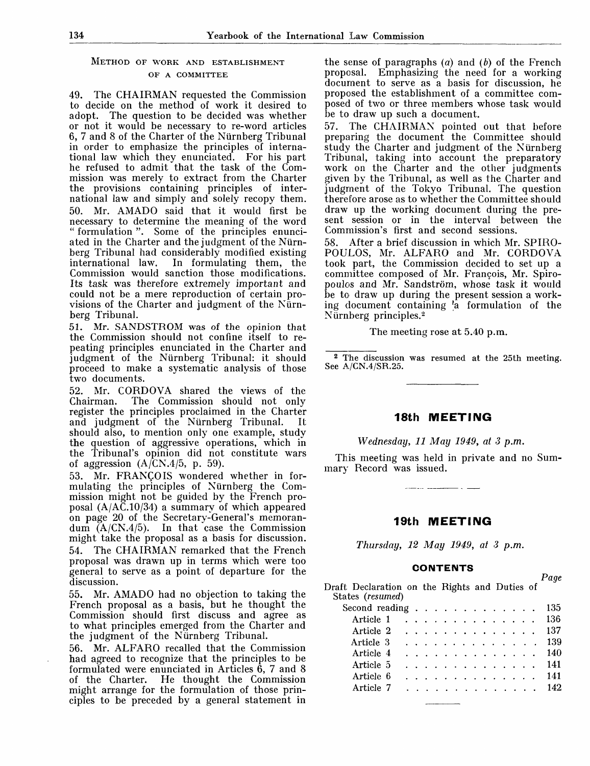### Method of work and establishment of a committee

49. The CHAIRMAN requested the Commission to decide on the method of work it desired to adopt. The question to be decided was whether or not it would be necessary to re-word articles 6, 7 and 8 of the Charter of the Nürnberg Tribunal in order to emphasize the principles of international law which they enunciated. For his part he refused to admit that the task of the Commission was merely to extract from the Charter the provisions containing principles of international law and simply and solely recopy them.

50. Mr. AMADO said that it would first be necessary to determine the meaning of the word "formulation". Some of the principles enunciated in the Charter and the judgment of the Nürnberg Tribunal had considerably modified existing international law. In formulating them, the Commission would sanction those modifications. Its task was therefore extremely important and could not be a mere reproduction of certain provisions of the Charter and judgment of the Nürnberg Tribunal.

51. Mr. SANDSTROM was of the opinion that the Commission should not confine itself to repeating principles enunciated in the Charter and judgment of the Nürnberg Tribunal: it should proceed to make a systematic analysis of those two documents.

52. Mr. CORDOVA shared the views of the Chairman. The Commission should not only register the principles proclaimed in the Charter and judgment of the Nürnberg Tribunal. It should also, to mention only one example, study the question of aggressive operations, which in the Tribunal's opinion did not constitute wars of aggression (A/CN.4/5, p. 59).

53. Mr. FRANÇOIS wondered whether in formulating the principles of Nürnberg the Commission might not be guided by the French proposal (A/AC.10/34) a summary of which appeared on page 20 of the Secretary-General's memorandum (A/CN.4/5). In that case the Commission might take the proposal as a basis for discussion.

54. The CHAIRMAN remarked that the French proposal was drawn up in terms which were too general to serve as a point of departure for the discussion.

55. Mr. AMADO had no objection to taking the French proposal as a basis, but he thought the Commission should first discuss and agree as to what principles emerged from the Charter and the judgment of the Nürnberg Tribunal.

56. Mr. ALFARO recalled that the Commission had agreed to recognize that the principles to be formulated were enunciated in Articles 6, 7 and 8 of the Charter. He thought the Commission might arrange for the formulation of those principles to be preceded by a general statement in the sense of paragraphs (*a*) and (*b*) of the French proposal. Emphasizing the need for a working document to serve as a basis for discussion, he proposed the establishment of a committee composed of two or three members whose task would be to draw up such a document.

57. The CHAIRMAN pointed out that before preparing the document the Committee should study the Charter and judgment of the Nürnberg Tribunal, taking into account the preparatory work on the Charter and the other judgments given by the Tribunal, as well as the Charter and judgment of the Tokyo Tribunal. The question therefore arose as to whether the Committee should draw up the working document during the present session or in the interval between the Commission's first and second sessions.

58. After a brief discussion in which Mr. SPIROPOULOS, Mr. ALFARO and Mr. CORDOVA took part, the Commission decided to set up a committee composed of Mr. François, Mr. Spiropoulos and Mr. Sandström, whose task it would be to draw up during the present session a working document containing a formulation of the Nürnberg principles.[2]

The meeting rose at 5.40 p.m.

[2] The discussion was resumed at the 25th meeting. See A/CN.4/SR.25.

---

## 18th MEETING

*Wednesday, 11 May 1949, at 3 p.m.*

This meeting was held in private and no Summary Record was issued.

---

## 19th MEETING

*Thursday, 12 May 1949, at 3 p.m.*

### CONTENTS

| | Page |
|---|---|
| Draft Declaration on the Rights and Duties of States (*resumed*) | |
| Second reading | 135 |
| Article 1 | 136 |
| Article 2 | 137 |
| Article 3 | 139 |
| Article 4 | 140 |
| Article 5 | 141 |
| Article 6 | 141 |
| Article 7 | 142 |